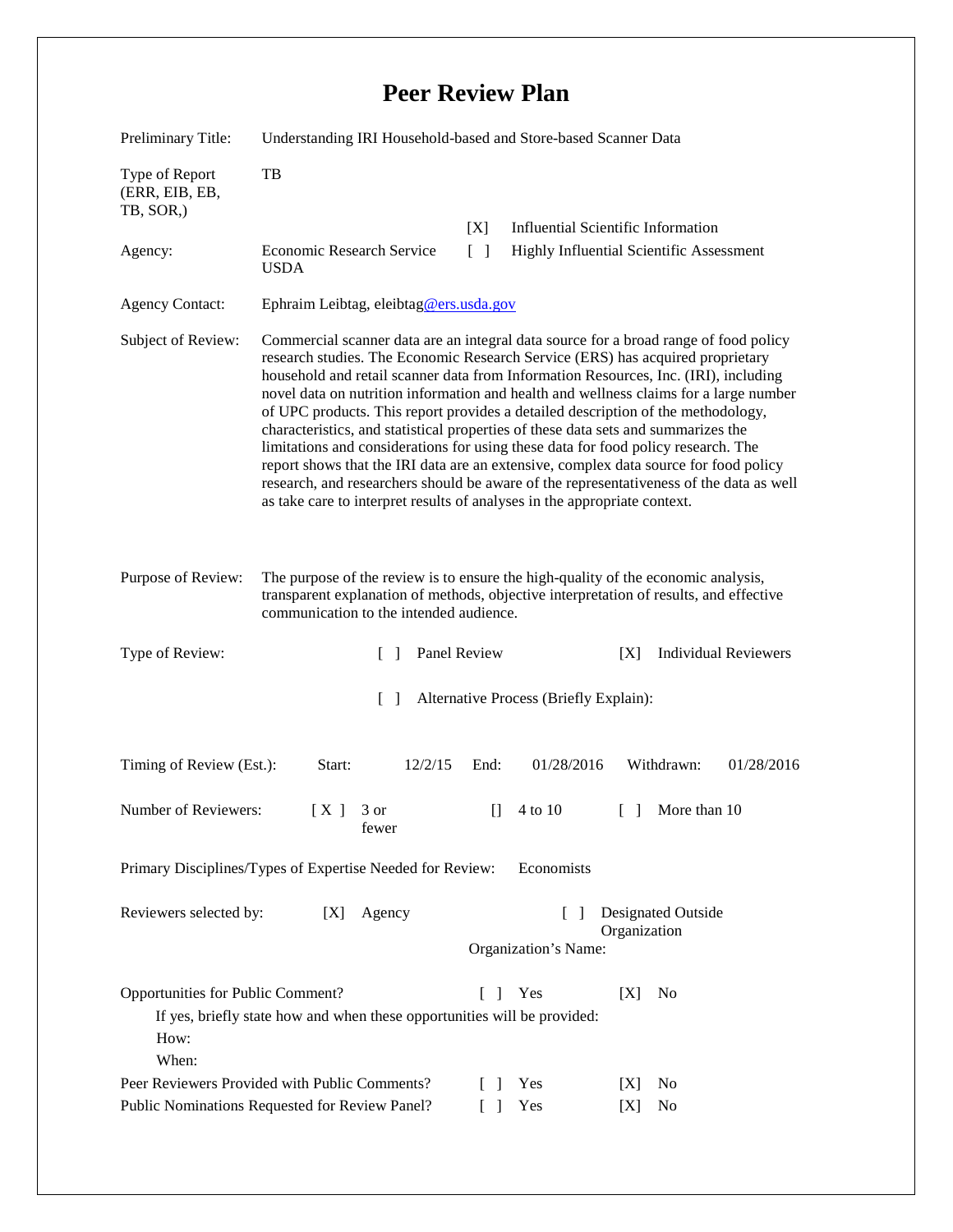# Peer Review Plan

Preliminary Title: Understanding IRI Household-based and Store-based Scanner Data

Type of Report (ERR, EIB, EB, TB, SOR,): TB

[X] Influential Scientific Information

[ ] Highly Influential Scientific Assessment

Agency: Economic Research Service USDA

Agency Contact: Ephraim Leibtag, eleibtag@ers.usda.gov

Subject of Review: Commercial scanner data are an integral data source for a broad range of food policy research studies. The Economic Research Service (ERS) has acquired proprietary household and retail scanner data from Information Resources, Inc. (IRI), including novel data on nutrition information and health and wellness claims for a large number of UPC products. This report provides a detailed description of the methodology, characteristics, and statistical properties of these data sets and summarizes the limitations and considerations for using these data for food policy research. The report shows that the IRI data are an extensive, complex data source for food policy research, and researchers should be aware of the representativeness of the data as well as take care to interpret results of analyses in the appropriate context.

Purpose of Review: The purpose of the review is to ensure the high-quality of the economic analysis, transparent explanation of methods, objective interpretation of results, and effective communication to the intended audience.

Type of Review: [ ] Panel Review [X] Individual Reviewers

[ ] Alternative Process (Briefly Explain):

Timing of Review (Est.): Start: 12/2/15 End: 01/28/2016 Withdrawn: 01/28/2016

Number of Reviewers: [ X ] 3 or fewer [] 4 to 10 [ ] More than 10

Primary Disciplines/Types of Expertise Needed for Review: Economists

Reviewers selected by: [X] Agency [ ] Designated Outside Organization

Organization's Name:

Opportunities for Public Comment? [ ] Yes [X] No

If yes, briefly state how and when these opportunities will be provided:

How:

When:

Peer Reviewers Provided with Public Comments? [ ] Yes [X] No

Public Nominations Requested for Review Panel? [ ] Yes [X] No